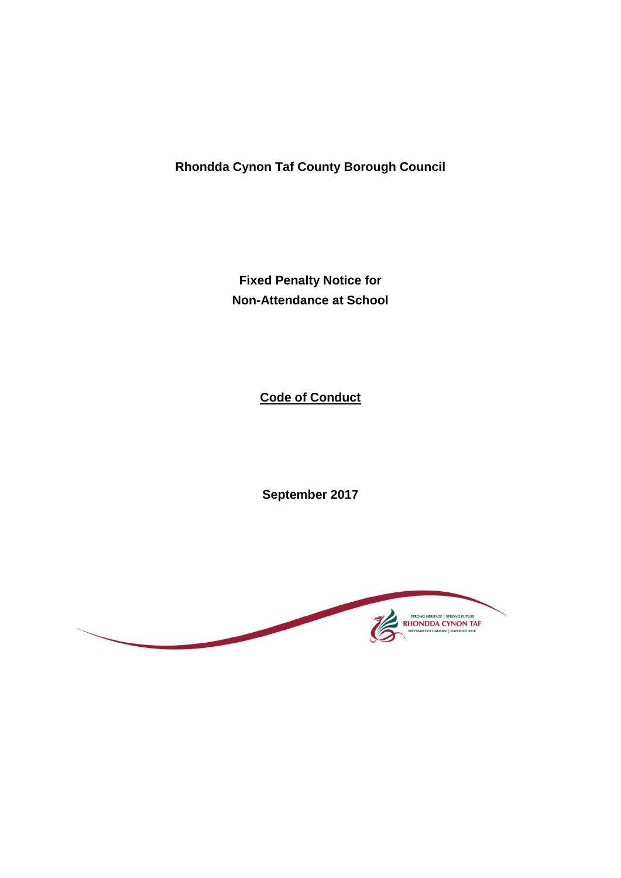# Rhondda Cynon Taf County Borough Council

## Fixed Penalty Notice for Non-Attendance at School

## Code of Conduct

**September 2017**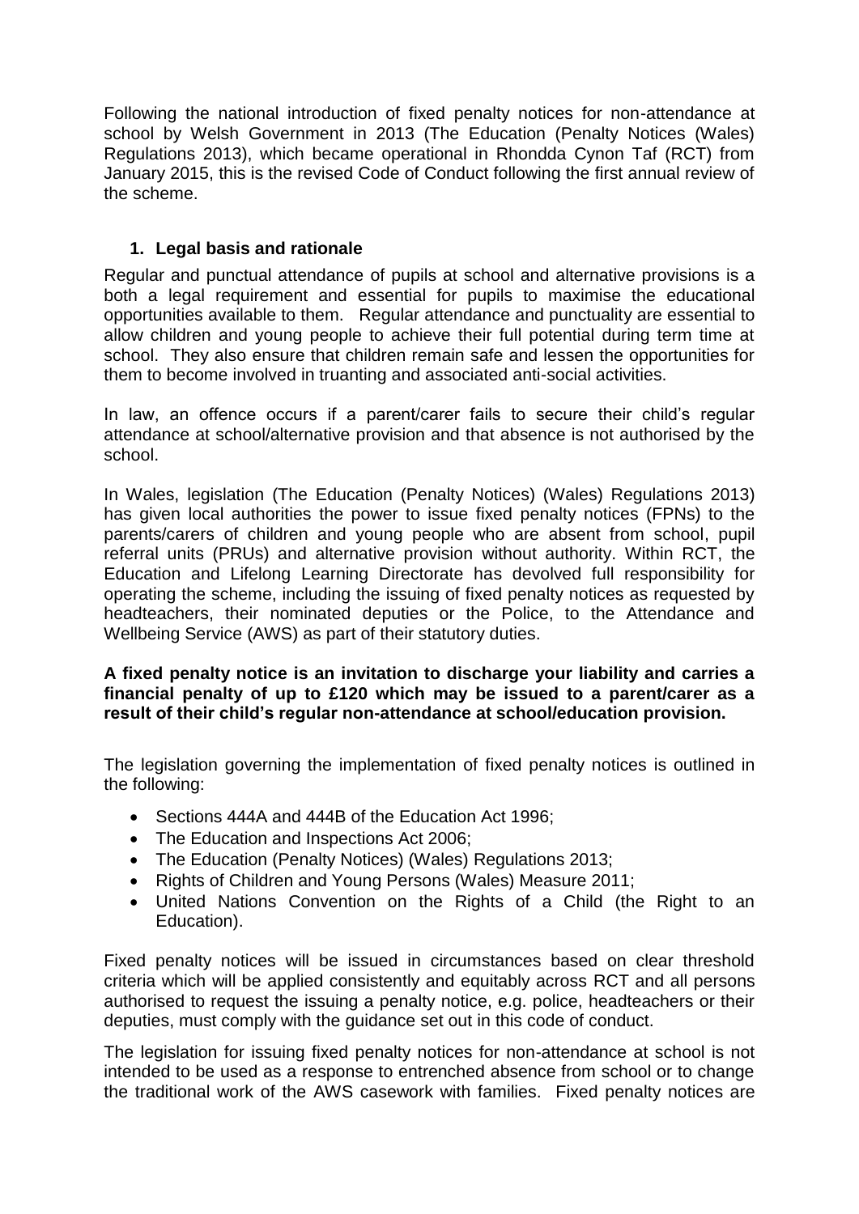Following the national introduction of fixed penalty notices for non-attendance at school by Welsh Government in 2013 (The Education (Penalty Notices (Wales) Regulations 2013), which became operational in Rhondda Cynon Taf (RCT) from January 2015, this is the revised Code of Conduct following the first annual review of the scheme.

## 1. Legal basis and rationale

Regular and punctual attendance of pupils at school and alternative provisions is a both a legal requirement and essential for pupils to maximise the educational opportunities available to them. Regular attendance and punctuality are essential to allow children and young people to achieve their full potential during term time at school. They also ensure that children remain safe and lessen the opportunities for them to become involved in truanting and associated anti-social activities.

In law, an offence occurs if a parent/carer fails to secure their child's regular attendance at school/alternative provision and that absence is not authorised by the school.

In Wales, legislation (The Education (Penalty Notices) (Wales) Regulations 2013) has given local authorities the power to issue fixed penalty notices (FPNs) to the parents/carers of children and young people who are absent from school, pupil referral units (PRUs) and alternative provision without authority. Within RCT, the Education and Lifelong Learning Directorate has devolved full responsibility for operating the scheme, including the issuing of fixed penalty notices as requested by headteachers, their nominated deputies or the Police, to the Attendance and Wellbeing Service (AWS) as part of their statutory duties.

**A fixed penalty notice is an invitation to discharge your liability and carries a financial penalty of up to £120 which may be issued to a parent/carer as a result of their child's regular non-attendance at school/education provision.**

The legislation governing the implementation of fixed penalty notices is outlined in the following:

- Sections 444A and 444B of the Education Act 1996;
- The Education and Inspections Act 2006;
- The Education (Penalty Notices) (Wales) Regulations 2013;
- Rights of Children and Young Persons (Wales) Measure 2011;
- United Nations Convention on the Rights of a Child (the Right to an Education).

Fixed penalty notices will be issued in circumstances based on clear threshold criteria which will be applied consistently and equitably across RCT and all persons authorised to request the issuing a penalty notice, e.g. police, headteachers or their deputies, must comply with the guidance set out in this code of conduct.

The legislation for issuing fixed penalty notices for non-attendance at school is not intended to be used as a response to entrenched absence from school or to change the traditional work of the AWS casework with families. Fixed penalty notices are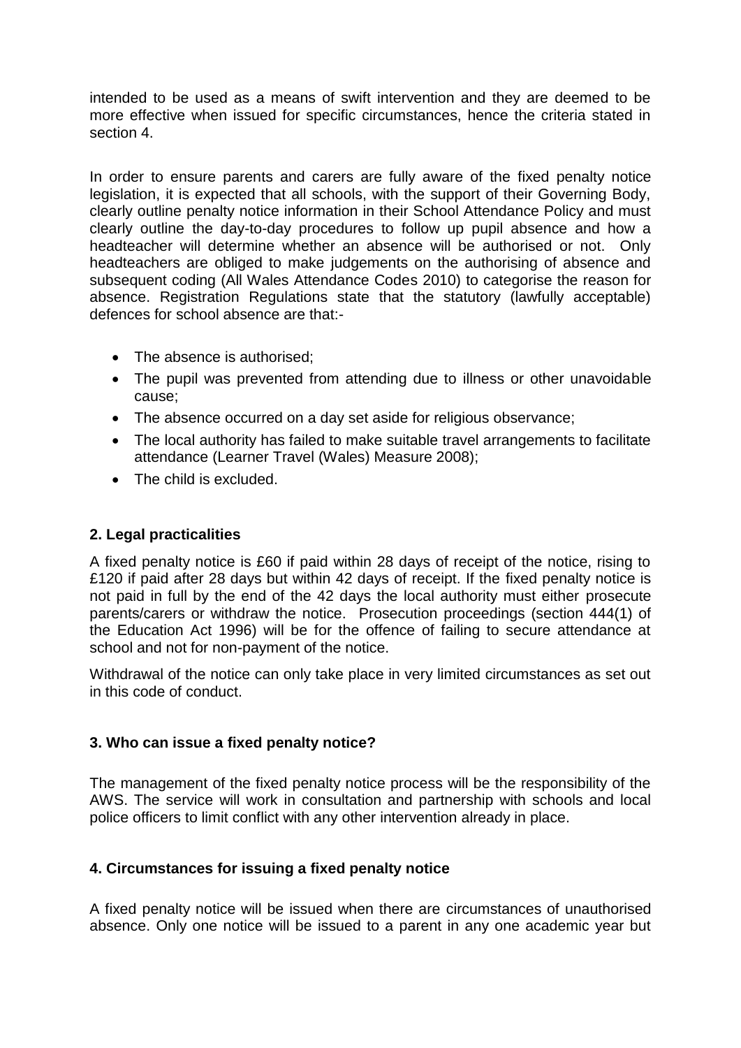intended to be used as a means of swift intervention and they are deemed to be more effective when issued for specific circumstances, hence the criteria stated in section 4.

In order to ensure parents and carers are fully aware of the fixed penalty notice legislation, it is expected that all schools, with the support of their Governing Body, clearly outline penalty notice information in their School Attendance Policy and must clearly outline the day-to-day procedures to follow up pupil absence and how a headteacher will determine whether an absence will be authorised or not. Only headteachers are obliged to make judgements on the authorising of absence and subsequent coding (All Wales Attendance Codes 2010) to categorise the reason for absence. Registration Regulations state that the statutory (lawfully acceptable) defences for school absence are that:-

- The absence is authorised;
- The pupil was prevented from attending due to illness or other unavoidable cause;
- The absence occurred on a day set aside for religious observance;
- The local authority has failed to make suitable travel arrangements to facilitate attendance (Learner Travel (Wales) Measure 2008);
- The child is excluded.

## 2. Legal practicalities

A fixed penalty notice is £60 if paid within 28 days of receipt of the notice, rising to £120 if paid after 28 days but within 42 days of receipt. If the fixed penalty notice is not paid in full by the end of the 42 days the local authority must either prosecute parents/carers or withdraw the notice. Prosecution proceedings (section 444(1) of the Education Act 1996) will be for the offence of failing to secure attendance at school and not for non-payment of the notice.

Withdrawal of the notice can only take place in very limited circumstances as set out in this code of conduct.

## 3. Who can issue a fixed penalty notice?

The management of the fixed penalty notice process will be the responsibility of the AWS. The service will work in consultation and partnership with schools and local police officers to limit conflict with any other intervention already in place.

## 4. Circumstances for issuing a fixed penalty notice

A fixed penalty notice will be issued when there are circumstances of unauthorised absence. Only one notice will be issued to a parent in any one academic year but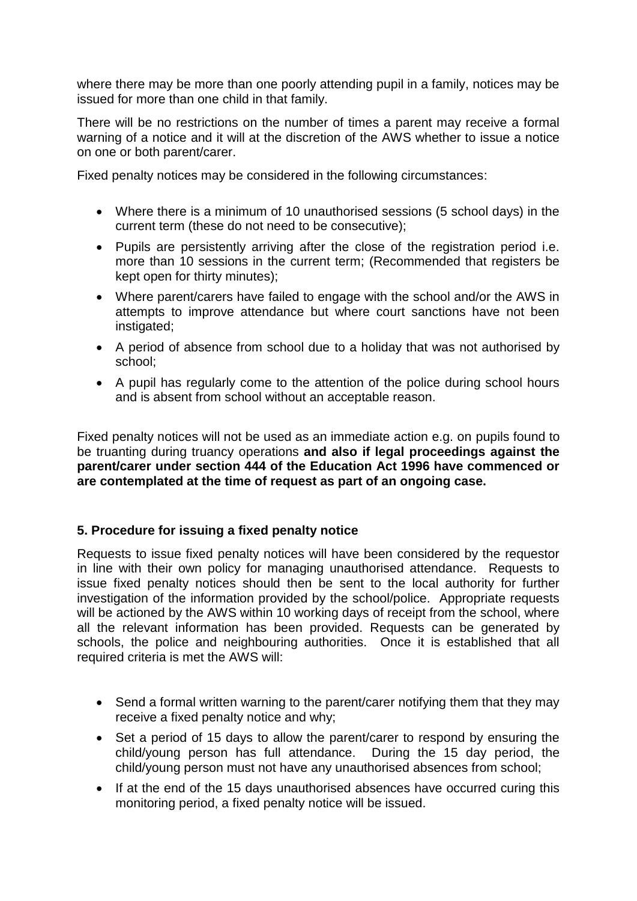where there may be more than one poorly attending pupil in a family, notices may be issued for more than one child in that family.

There will be no restrictions on the number of times a parent may receive a formal warning of a notice and it will at the discretion of the AWS whether to issue a notice on one or both parent/carer.

Fixed penalty notices may be considered in the following circumstances:

- Where there is a minimum of 10 unauthorised sessions (5 school days) in the current term (these do not need to be consecutive);
- Pupils are persistently arriving after the close of the registration period i.e. more than 10 sessions in the current term; (Recommended that registers be kept open for thirty minutes);
- Where parent/carers have failed to engage with the school and/or the AWS in attempts to improve attendance but where court sanctions have not been instigated;
- A period of absence from school due to a holiday that was not authorised by school;
- A pupil has regularly come to the attention of the police during school hours and is absent from school without an acceptable reason.

Fixed penalty notices will not be used as an immediate action e.g. on pupils found to be truanting during truancy operations **and also if legal proceedings against the parent/carer under section 444 of the Education Act 1996 have commenced or are contemplated at the time of request as part of an ongoing case.**

### 5. Procedure for issuing a fixed penalty notice

Requests to issue fixed penalty notices will have been considered by the requestor in line with their own policy for managing unauthorised attendance. Requests to issue fixed penalty notices should then be sent to the local authority for further investigation of the information provided by the school/police. Appropriate requests will be actioned by the AWS within 10 working days of receipt from the school, where all the relevant information has been provided. Requests can be generated by schools, the police and neighbouring authorities. Once it is established that all required criteria is met the AWS will:

- Send a formal written warning to the parent/carer notifying them that they may receive a fixed penalty notice and why;
- Set a period of 15 days to allow the parent/carer to respond by ensuring the child/young person has full attendance. During the 15 day period, the child/young person must not have any unauthorised absences from school;
- If at the end of the 15 days unauthorised absences have occurred curing this monitoring period, a fixed penalty notice will be issued.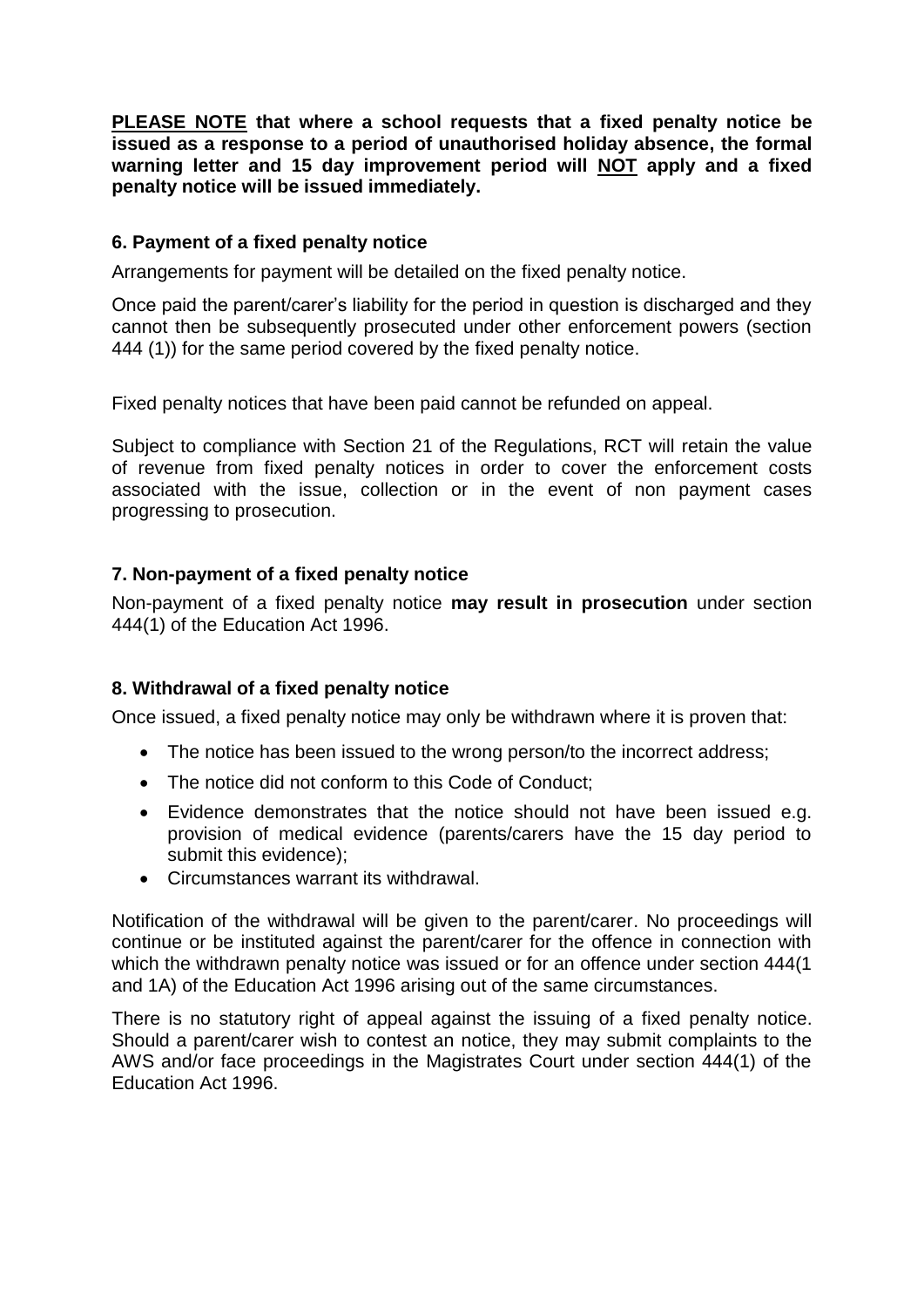**PLEASE NOTE that where a school requests that a fixed penalty notice be issued as a response to a period of unauthorised holiday absence, the formal warning letter and 15 day improvement period will NOT apply and a fixed penalty notice will be issued immediately.**

### 6. Payment of a fixed penalty notice

Arrangements for payment will be detailed on the fixed penalty notice.

Once paid the parent/carer's liability for the period in question is discharged and they cannot then be subsequently prosecuted under other enforcement powers (section 444 (1)) for the same period covered by the fixed penalty notice.

Fixed penalty notices that have been paid cannot be refunded on appeal.

Subject to compliance with Section 21 of the Regulations, RCT will retain the value of revenue from fixed penalty notices in order to cover the enforcement costs associated with the issue, collection or in the event of non payment cases progressing to prosecution.

### 7. Non-payment of a fixed penalty notice

Non-payment of a fixed penalty notice **may result in prosecution** under section 444(1) of the Education Act 1996.

### 8. Withdrawal of a fixed penalty notice

Once issued, a fixed penalty notice may only be withdrawn where it is proven that:

- The notice has been issued to the wrong person/to the incorrect address;
- The notice did not conform to this Code of Conduct;
- Evidence demonstrates that the notice should not have been issued e.g. provision of medical evidence (parents/carers have the 15 day period to submit this evidence);
- Circumstances warrant its withdrawal.

Notification of the withdrawal will be given to the parent/carer. No proceedings will continue or be instituted against the parent/carer for the offence in connection with which the withdrawn penalty notice was issued or for an offence under section 444(1 and 1A) of the Education Act 1996 arising out of the same circumstances.

There is no statutory right of appeal against the issuing of a fixed penalty notice. Should a parent/carer wish to contest an notice, they may submit complaints to the AWS and/or face proceedings in the Magistrates Court under section 444(1) of the Education Act 1996.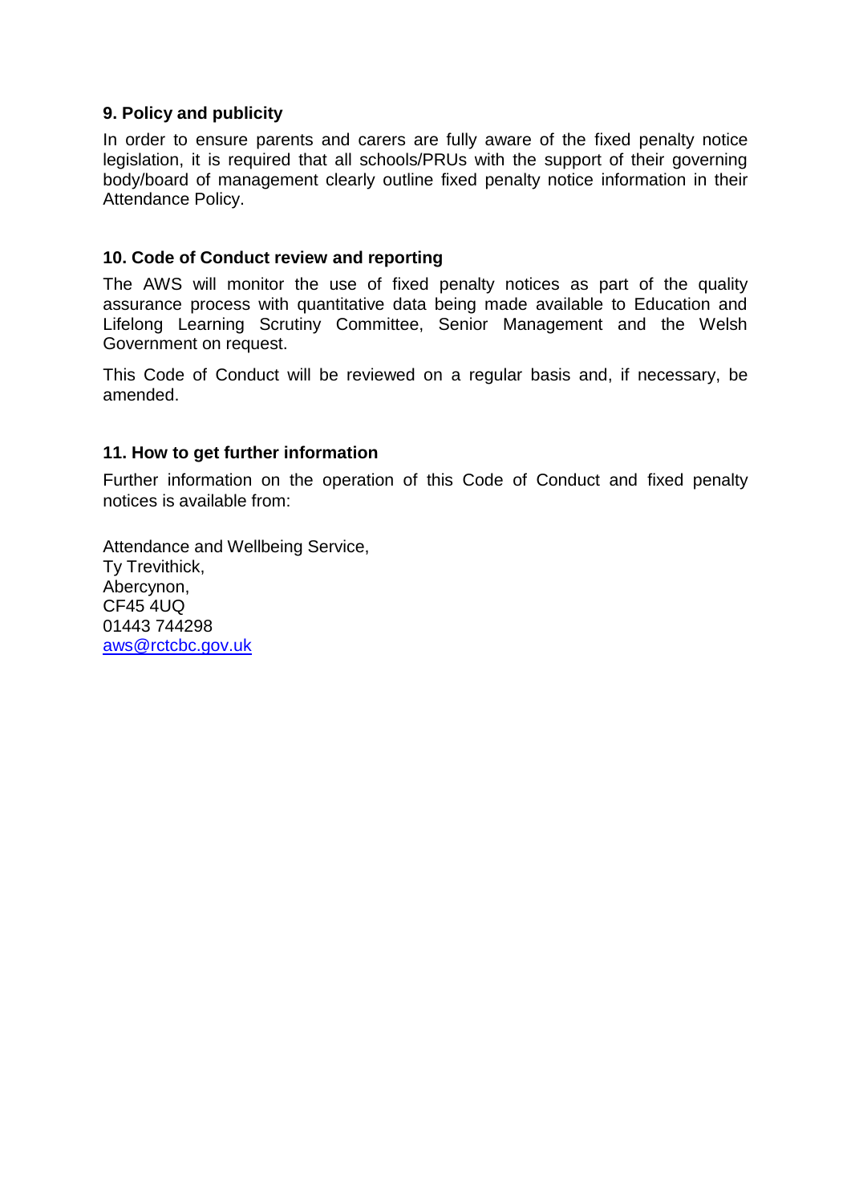## 9. Policy and publicity

In order to ensure parents and carers are fully aware of the fixed penalty notice legislation, it is required that all schools/PRUs with the support of their governing body/board of management clearly outline fixed penalty notice information in their Attendance Policy.

## 10. Code of Conduct review and reporting

The AWS will monitor the use of fixed penalty notices as part of the quality assurance process with quantitative data being made available to Education and Lifelong Learning Scrutiny Committee, Senior Management and the Welsh Government on request.

This Code of Conduct will be reviewed on a regular basis and, if necessary, be amended.

## 11. How to get further information

Further information on the operation of this Code of Conduct and fixed penalty notices is available from:

Attendance and Wellbeing Service,
Ty Trevithick,
Abercynon,
CF45 4UQ
01443 744298
aws@rctcbc.gov.uk